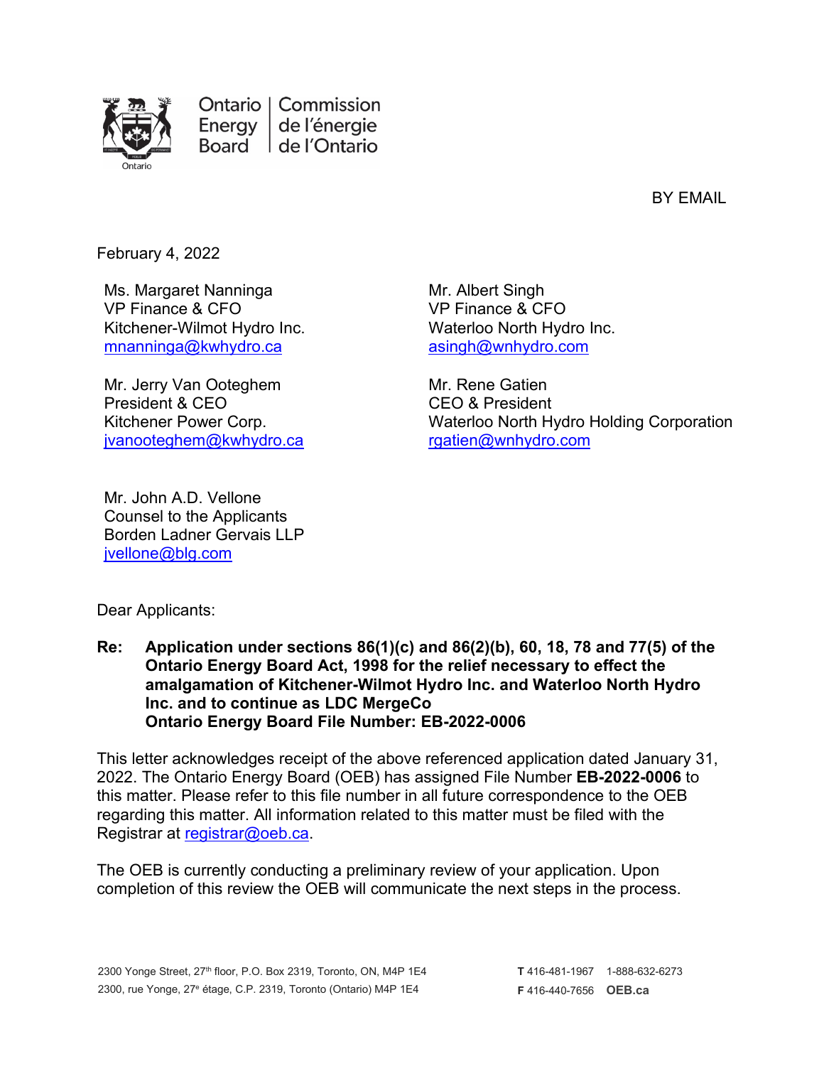Ontario Energy Board | Commission de l'énergie de l'Ontario

BY EMAIL

February 4, 2022

Ms. Margaret Nanninga
VP Finance & CFO
Kitchener-Wilmot Hydro Inc.
mnanninga@kwhydro.ca

Mr. Albert Singh
VP Finance & CFO
Waterloo North Hydro Inc.
asingh@wnhydro.com

Mr. Jerry Van Ooteghem
President & CEO
Kitchener Power Corp.
jvanooteghem@kwhydro.ca

Mr. Rene Gatien
CEO & President
Waterloo North Hydro Holding Corporation
rgatien@wnhydro.com

Mr. John A.D. Vellone
Counsel to the Applicants
Borden Ladner Gervais LLP
jvellone@blg.com

Dear Applicants:

**Re: Application under sections 86(1)(c) and 86(2)(b), 60, 18, 78 and 77(5) of the Ontario Energy Board Act, 1998 for the relief necessary to effect the amalgamation of Kitchener-Wilmot Hydro Inc. and Waterloo North Hydro Inc. and to continue as LDC MergeCo**
**Ontario Energy Board File Number: EB-2022-0006**

This letter acknowledges receipt of the above referenced application dated January 31, 2022. The Ontario Energy Board (OEB) has assigned File Number **EB-2022-0006** to this matter. Please refer to this file number in all future correspondence to the OEB regarding this matter. All information related to this matter must be filed with the Registrar at registrar@oeb.ca.

The OEB is currently conducting a preliminary review of your application. Upon completion of this review the OEB will communicate the next steps in the process.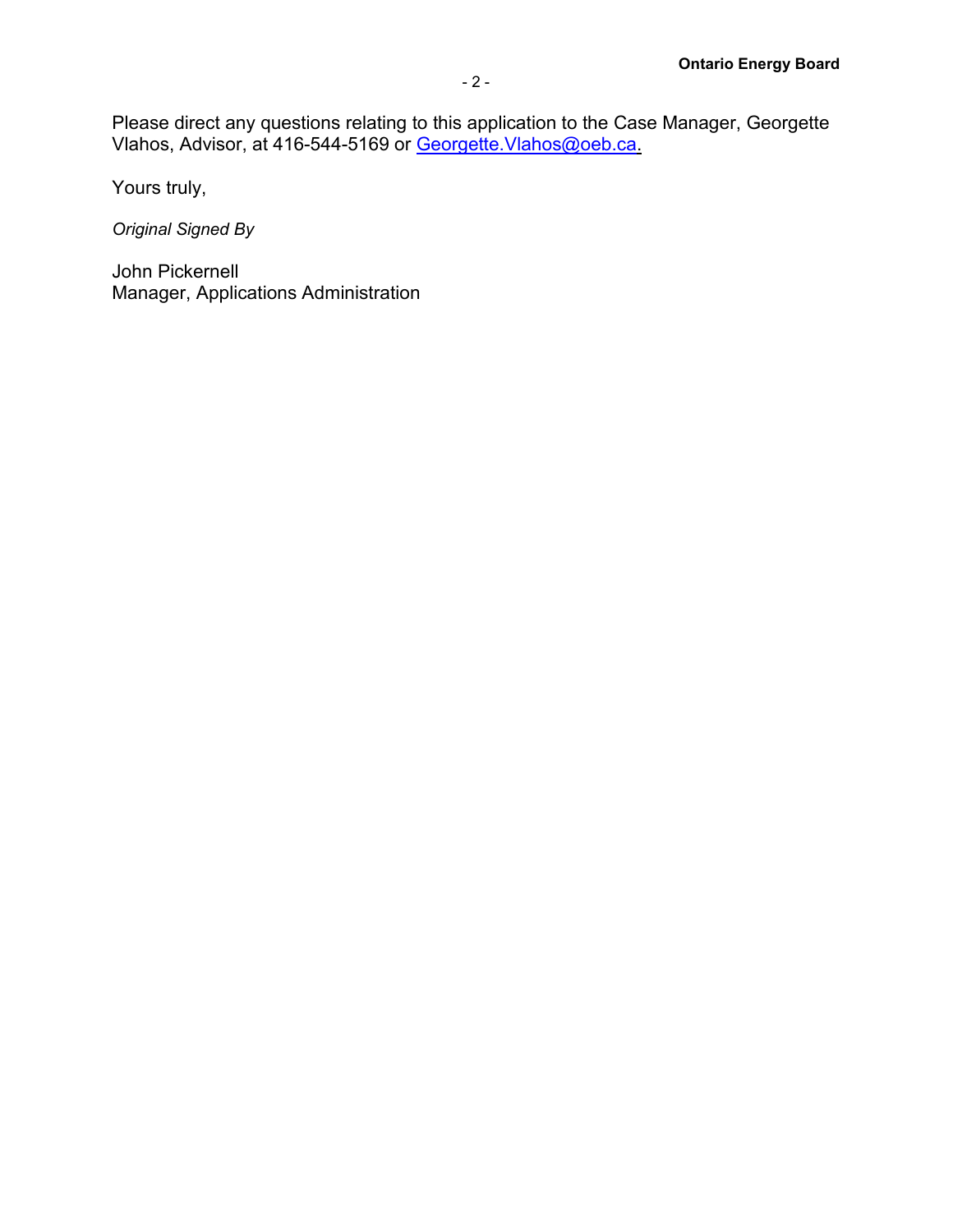Please direct any questions relating to this application to the Case Manager, Georgette Vlahos, Advisor, at 416-544-5169 or Georgette.Vlahos@oeb.ca.

Yours truly,

*Original Signed By*

John Pickernell
Manager, Applications Administration